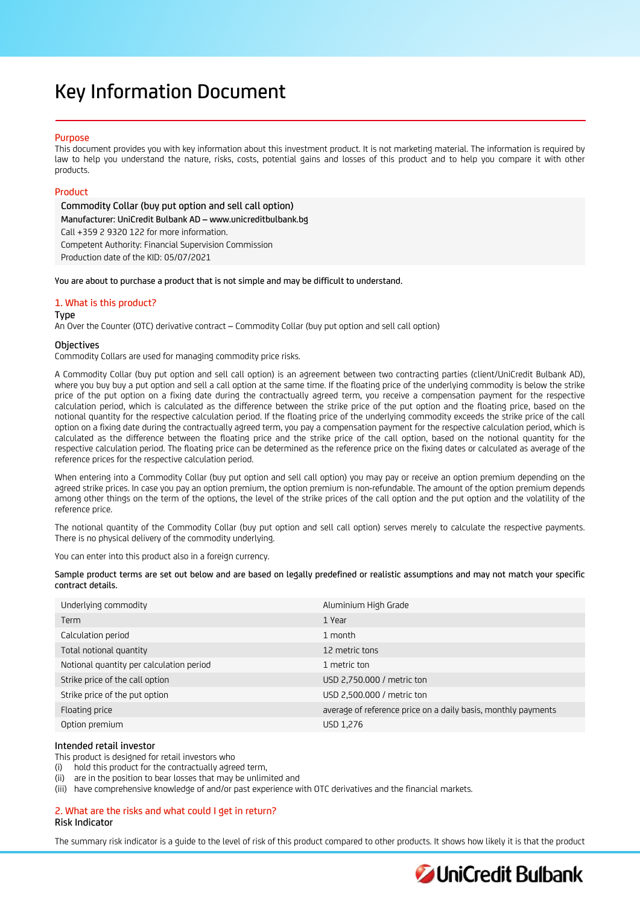# Key Information Document

## Purpose

This document provides you with key information about this investment product. It is not marketing material. The information is required by law to help you understand the nature, risks, costs, potential gains and losses of this product and to help you compare it with other products.

## Product

**Commodity Collar (buy put option and sell call option)**
Manufacturer: UniCredit Bulbank AD – www.unicreditbulbank.bg
Call +359 2 9320 122 for more information.
Competent Authority: Financial Supervision Commission
Production date of the KID: 05/07/2021

**You are about to purchase a product that is not simple and may be difficult to understand.**

## 1. What is this product?

### Type

An Over the Counter (OTC) derivative contract – Commodity Collar (buy put option and sell call option)

### Objectives

Commodity Collars are used for managing commodity price risks.

A Commodity Collar (buy put option and sell call option) is an agreement between two contracting parties (client/UniCredit Bulbank AD), where you buy buy a put option and sell a call option at the same time. If the floating price of the underlying commodity is below the strike price of the put option on a fixing date during the contractually agreed term, you receive a compensation payment for the respective calculation period, which is calculated as the difference between the strike price of the put option and the floating price, based on the notional quantity for the respective calculation period. If the floating price of the underlying commodity exceeds the strike price of the call option on a fixing date during the contractually agreed term, you pay a compensation payment for the respective calculation period, which is calculated as the difference between the floating price and the strike price of the call option, based on the notional quantity for the respective calculation period. The floating price can be determined as the reference price on the fixing dates or calculated as average of the reference prices for the respective calculation period.

When entering into a Commodity Collar (buy put option and sell call option) you may pay or receive an option premium depending on the agreed strike prices. In case you pay an option premium, the option premium is non-refundable. The amount of the option premium depends among other things on the term of the options, the level of the strike prices of the call option and the put option and the volatility of the reference price.

The notional quantity of the Commodity Collar (buy put option and sell call option) serves merely to calculate the respective payments. There is no physical delivery of the commodity underlying.

You can enter into this product also in a foreign currency.

**Sample product terms are set out below and are based on legally predefined or realistic assumptions and may not match your specific contract details.**

| | |
|---|---|
| Underlying commodity | Aluminium High Grade |
| Term | 1 Year |
| Calculation period | 1 month |
| Total notional quantity | 12 metric tons |
| Notional quantity per calculation period | 1 metric ton |
| Strike price of the call option | USD 2,750.000 / metric ton |
| Strike price of the put option | USD 2,500.000 / metric ton |
| Floating price | average of reference price on a daily basis, monthly payments |
| Option premium | USD 1,276 |

### Intended retail investor

This product is designed for retail investors who

(i) hold this product for the contractually agreed term,
(ii) are in the position to bear losses that may be unlimited and
(iii) have comprehensive knowledge of and/or past experience with OTC derivatives and the financial markets.

## 2. What are the risks and what could I get in return?

### Risk Indicator

The summary risk indicator is a guide to the level of risk of this product compared to other products. It shows how likely it is that the product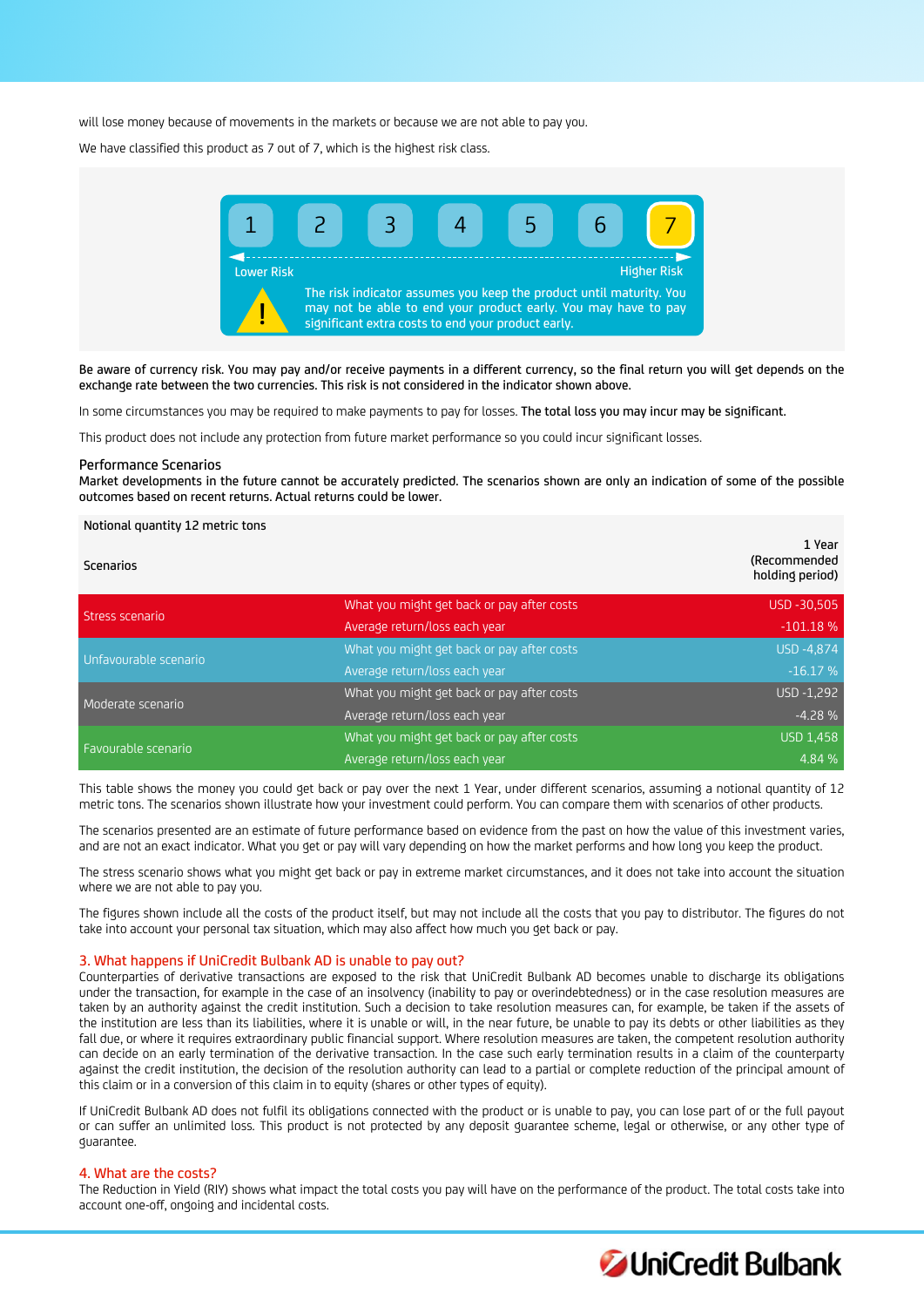will lose money because of movements in the markets or because we are not able to pay you.

We have classified this product as 7 out of 7, which is the highest risk class.

| 1 | 2 | 3 | 4 | 5 | 6 | **7** |
|---|---|---|---|---|---|---|

Lower Risk ← → Higher Risk

The risk indicator assumes you keep the product until maturity. You may not be able to end your product early. You may have to pay significant extra costs to end your product early.

**Be aware of currency risk. You may pay and/or receive payments in a different currency, so the final return you will get depends on the exchange rate between the two currencies. This risk is not considered in the indicator shown above.**

In some circumstances you may be required to make payments to pay for losses. **The total loss you may incur may be significant.**

This product does not include any protection from future market performance so you could incur significant losses.

### Performance Scenarios

**Market developments in the future cannot be accurately predicted. The scenarios shown are only an indication of some of the possible outcomes based on recent returns. Actual returns could be lower.**

| Notional quantity 12 metric tons | | |
|---|---|---|
| Scenarios | | 1 Year (Recommended holding period) |
| Stress scenario | What you might get back or pay after costs | USD -30,505 |
| | Average return/loss each year | -101.18 % |
| Unfavourable scenario | What you might get back or pay after costs | USD -4,874 |
| | Average return/loss each year | -16.17 % |
| Moderate scenario | What you might get back or pay after costs | USD -1,292 |
| | Average return/loss each year | -4.28 % |
| Favourable scenario | What you might get back or pay after costs | USD 1,458 |
| | Average return/loss each year | 4.84 % |

This table shows the money you could get back or pay over the next 1 Year, under different scenarios, assuming a notional quantity of 12 metric tons. The scenarios shown illustrate how your investment could perform. You can compare them with scenarios of other products.

The scenarios presented are an estimate of future performance based on evidence from the past on how the value of this investment varies, and are not an exact indicator. What you get or pay will vary depending on how the market performs and how long you keep the product.

The stress scenario shows what you might get back or pay in extreme market circumstances, and it does not take into account the situation where we are not able to pay you.

The figures shown include all the costs of the product itself, but may not include all the costs that you pay to distributor. The figures do not take into account your personal tax situation, which may also affect how much you get back or pay.

## 3. What happens if UniCredit Bulbank AD is unable to pay out?

Counterparties of derivative transactions are exposed to the risk that UniCredit Bulbank AD becomes unable to discharge its obligations under the transaction, for example in the case of an insolvency (inability to pay or overindebtedness) or in the case resolution measures are taken by an authority against the credit institution. Such a decision to take resolution measures can, for example, be taken if the assets of the institution are less than its liabilities, where it is unable or will, in the near future, be unable to pay its debts or other liabilities as they fall due, or where it requires extraordinary public financial support. Where resolution measures are taken, the competent resolution authority can decide on an early termination of the derivative transaction. In the case such early termination results in a claim of the counterparty against the credit institution, the decision of the resolution authority can lead to a partial or complete reduction of the principal amount of this claim or in a conversion of this claim in to equity (shares or other types of equity).

If UniCredit Bulbank AD does not fulfil its obligations connected with the product or is unable to pay, you can lose part of or the full payout or can suffer an unlimited loss. This product is not protected by any deposit guarantee scheme, legal or otherwise, or any other type of guarantee.

## 4. What are the costs?

The Reduction in Yield (RIY) shows what impact the total costs you pay will have on the performance of the product. The total costs take into account one-off, ongoing and incidental costs.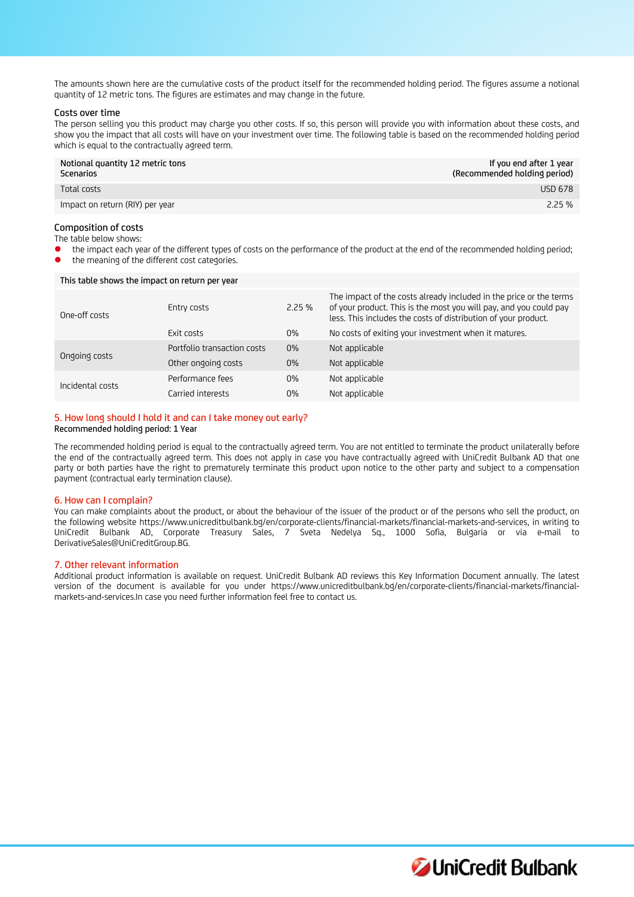The amounts shown here are the cumulative costs of the product itself for the recommended holding period. The figures assume a notional quantity of 12 metric tons. The figures are estimates and may change in the future.

### Costs over time

The person selling you this product may charge you other costs. If so, this person will provide you with information about these costs, and show you the impact that all costs will have on your investment over time. The following table is based on the recommended holding period which is equal to the contractually agreed term.

| Notional quantity 12 metric tons<br>Scenarios | If you end after 1 year<br>(Recommended holding period) |
|---|---|
| Total costs | USD 678 |
| Impact on return (RIY) per year | 2.25 % |

### Composition of costs

The table below shows:

- the impact each year of the different types of costs on the performance of the product at the end of the recommended holding period;
- the meaning of the different cost categories.

| This table shows the impact on return per year | | | |
|---|---|---|---|
| One-off costs | Entry costs | 2.25 % | The impact of the costs already included in the price or the terms of your product. This is the most you will pay, and you could pay less. This includes the costs of distribution of your product. |
| | Exit costs | 0% | No costs of exiting your investment when it matures. |
| Ongoing costs | Portfolio transaction costs | 0% | Not applicable |
| | Other ongoing costs | 0% | Not applicable |
| Incidental costs | Performance fees | 0% | Not applicable |
| | Carried interests | 0% | Not applicable |

## 5. How long should I hold it and can I take money out early?

**Recommended holding period: 1 Year**

The recommended holding period is equal to the contractually agreed term. You are not entitled to terminate the product unilaterally before the end of the contractually agreed term. This does not apply in case you have contractually agreed with UniCredit Bulbank AD that one party or both parties have the right to prematurely terminate this product upon notice to the other party and subject to a compensation payment (contractual early termination clause).

## 6. How can I complain?

You can make complaints about the product, or about the behaviour of the issuer of the product or of the persons who sell the product, on the following website https://www.unicreditbulbank.bg/en/corporate-clients/financial-markets/financial-markets-and-services, in writing to UniCredit Bulbank AD, Corporate Treasury Sales, 7 Sveta Nedelya Sq., 1000 Sofia, Bulgaria or via e-mail to DerivativeSales@UniCreditGroup.BG.

## 7. Other relevant information

Additional product information is available on request. UniCredit Bulbank AD reviews this Key Information Document annually. The latest version of the document is available for you under https://www.unicreditbulbank.bg/en/corporate-clients/financial-markets/financial-markets-and-services.In case you need further information feel free to contact us.